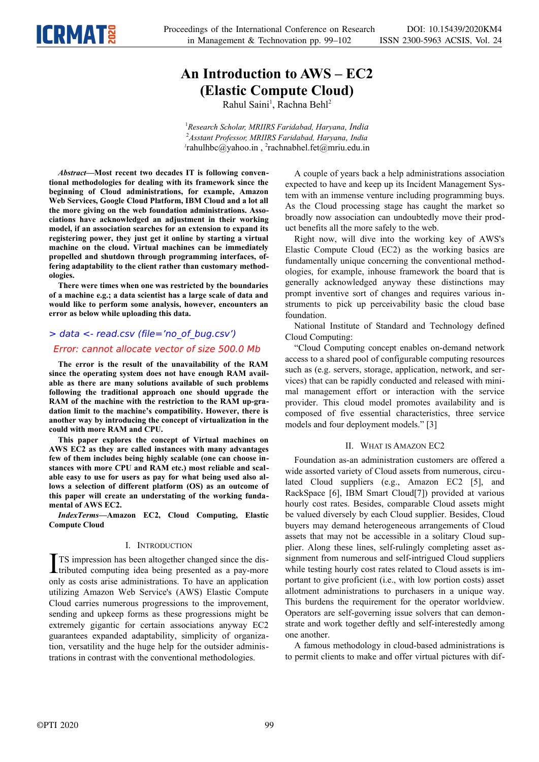# An Introduction to AWS – EC2 (Elastic Compute Cloud)

Rahul Saini[1], Rachna Behl[2]

[1]*Research Scholar, MRIIRS Faridabad, Haryana, India*
[2]*Asstant Professor, MRIIRS Faridabad, Haryana, India*
[1]rahulhbc@yahoo.in , [2]rachnabhel.fet@mriu.edu.in

***Abstract*—Most recent two decades IT is following conventional methodologies for dealing with its framework since the beginning of Cloud administrations, for example, Amazon Web Services, Google Cloud Platform, IBM Cloud and a lot all the more giving on the web foundation administrations. Associations have acknowledged an adjustment in their working model, if an association searches for an extension to expand its registering power, they just get it online by starting a virtual machine on the cloud. Virtual machines can be immediately propelled and shutdown through programming interfaces, offering adaptability to the client rather than customary methodologies.**

**There were times when one was restricted by the boundaries of a machine e.g.; a data scientist has a large scale of data and would like to perform some analysis, however, encounters an error as below while uploading this data.**

```
> data <- read.csv (file='no_of_bug.csv')
Error: cannot allocate vector of size 500.0 Mb
```

**The error is the result of the unavailability of the RAM since the operating system does not have enough RAM available as there are many solutions available of such problems following the traditional approach one should upgrade the RAM of the machine with the restriction to the RAM upgradation limit to the machine's compatibility. However, there is another way by introducing the concept of virtualization in the could with more RAM and CPU.**

**This paper explores the concept of Virtual machines on AWS EC2 as they are called instances with many advantages few of them includes being highly scalable (one can choose instances with more CPU and RAM etc.) most reliable and scalable easy to use for users as pay for what being used also allows a selection of different platform (OS) as an outcome of this paper will create an understating of the working fundamental of AWS EC2.**

***IndexTerms*—Amazon EC2, Cloud Computing, Elastic Compute Cloud**

## I. Introduction

ITS impression has been altogether changed since the distributed computing idea being presented as a pay-more only as costs arise administrations. To have an application utilizing Amazon Web Service's (AWS) Elastic Compute Cloud carries numerous progressions to the improvement, sending and upkeep forms as these progressions might be extremely gigantic for certain associations anyway EC2 guarantees expanded adaptability, simplicity of organization, versatility and the huge help for the outsider administrations in contrast with the conventional methodologies.

A couple of years back a help administrations association expected to have and keep up its Incident Management System with an immense venture including programming buys. As the Cloud processing stage has caught the market so broadly now association can undoubtedly move their product benefits all the more safely to the web.

Right now, will dive into the working key of AWS's Elastic Compute Cloud (EC2) as the working basics are fundamentally unique concerning the conventional methodologies, for example, inhouse framework the board that is generally acknowledged anyway these distinctions may prompt inventive sort of changes and requires various instruments to pick up perceivability basic the cloud base foundation.

National Institute of Standard and Technology defined Cloud Computing:

"Cloud Computing concept enables on-demand network access to a shared pool of configurable computing resources such as (e.g. servers, storage, application, network, and services) that can be rapidly conducted and released with minimal management effort or interaction with the service provider. This cloud model promotes availability and is composed of five essential characteristics, three service models and four deployment models." [3]

## II. What is Amazon EC2

Foundation as-an administration customers are offered a wide assorted variety of Cloud assets from numerous, circulated Cloud suppliers (e.g., Amazon EC2 [5], and RackSpace [6], IBM Smart Cloud[7]) provided at various hourly cost rates. Besides, comparable Cloud assets might be valued diversely by each Cloud supplier. Besides, Cloud buyers may demand heterogeneous arrangements of Cloud assets that may not be accessible in a solitary Cloud supplier. Along these lines, self-rulingly completing asset assignment from numerous and self-intrigued Cloud suppliers while testing hourly cost rates related to Cloud assets is important to give proficient (i.e., with low portion costs) asset allotment administrations to purchasers in a unique way. This burdens the requirement for the operator worldview. Operators are self-governing issue solvers that can demonstrate and work together deftly and self-interestedly among one another.

A famous methodology in cloud-based administrations is to permit clients to make and offer virtual pictures with dif-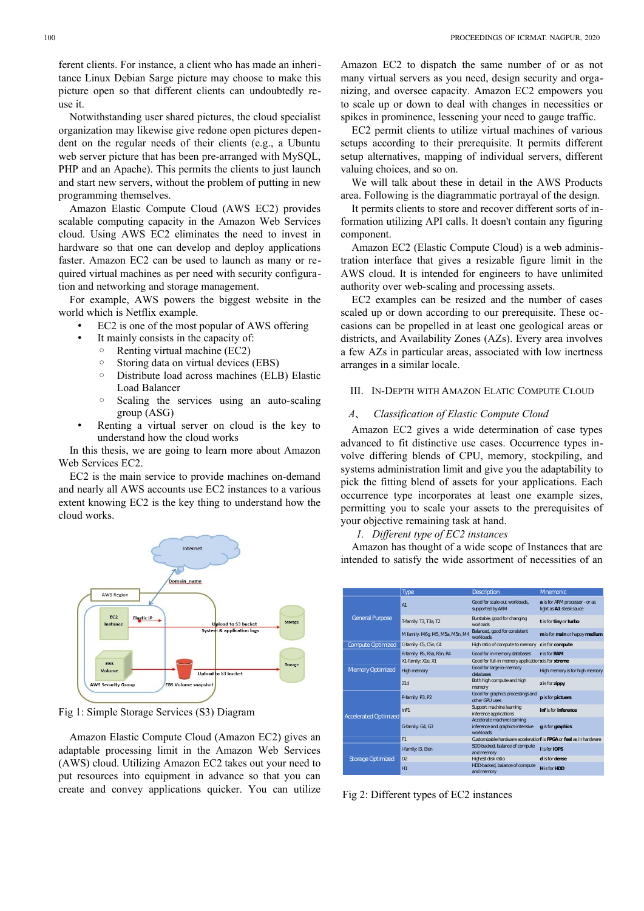ferent clients. For instance, a client who has made an inheritance Linux Debian Sarge picture may choose to make this picture open so that different clients can undoubtedly reuse it.

Notwithstanding user shared pictures, the cloud specialist organization may likewise give redone open pictures dependent on the regular needs of their clients (e.g., a Ubuntu web server picture that has been pre-arranged with MySQL, PHP and an Apache). This permits the clients to just launch and start new servers, without the problem of putting in new programming themselves.

Amazon Elastic Compute Cloud (AWS EC2) provides scalable computing capacity in the Amazon Web Services cloud. Using AWS EC2 eliminates the need to invest in hardware so that one can develop and deploy applications faster. Amazon EC2 can be used to launch as many or required virtual machines as per need with security configuration and networking and storage management.

For example, AWS powers the biggest website in the world which is Netflix example.

- EC2 is one of the most popular of AWS offering
- It mainly consists in the capacity of:
  - Renting virtual machine (EC2)
  - Storing data on virtual devices (EBS)
  - Distribute load across machines (ELB) Elastic Load Balancer
  - Scaling the services using an auto-scaling group (ASG)
- Renting a virtual server on cloud is the key to understand how the cloud works

In this thesis, we are going to learn more about Amazon Web Services EC2.

EC2 is the main service to provide machines on-demand and nearly all AWS accounts use EC2 instances to a various extent knowing EC2 is the key thing to understand how the cloud works.

Fig 1: Simple Storage Services (S3) Diagram

Amazon Elastic Compute Cloud (Amazon EC2) gives an adaptable processing limit in the Amazon Web Services (AWS) cloud. Utilizing Amazon EC2 takes out your need to put resources into equipment in advance so that you can create and convey applications quicker. You can utilize Amazon EC2 to dispatch the same number of or as not many virtual servers as you need, design security and organizing, and oversee capacity. Amazon EC2 empowers you to scale up or down to deal with changes in necessities or spikes in prominence, lessening your need to gauge traffic.

EC2 permit clients to utilize virtual machines of various setups according to their prerequisite. It permits different setup alternatives, mapping of individual servers, different valuing choices, and so on.

We will talk about these in detail in the AWS Products area. Following is the diagrammatic portrayal of the design.

It permits clients to store and recover different sorts of information utilizing API calls. It doesn't contain any figuring component.

Amazon EC2 (Elastic Compute Cloud) is a web administration interface that gives a resizable figure limit in the AWS cloud. It is intended for engineers to have unlimited authority over web-scaling and processing assets.

EC2 examples can be resized and the number of cases scaled up or down according to our prerequisite. These occasions can be propelled in at least one geological areas or districts, and Availability Zones (AZs). Every area involves a few AZs in particular areas, associated with low inertness arranges in a similar locale.

## III. In-Depth with Amazon Elatic Compute Cloud

### A、 *Classification of Elastic Compute Cloud*

Amazon EC2 gives a wide determination of case types advanced to fit distinctive use cases. Occurrence types involve differing blends of CPU, memory, stockpiling, and systems administration limit and give you the adaptability to pick the fitting blend of assets for your applications. Each occurrence type incorporates at least one example sizes, permitting you to scale your assets to the prerequisites of your objective remaining task at hand.

*1. Different type of EC2 instances*

Amazon has thought of a wide scope of Instances that are intended to satisfy the wide assortment of necessities of an

| | Type | Description | Mnemonic |
|---|---|---|---|
| General Purpose | A1 | Good for scale-out workloads, supported by ARM | **a** is for ARM processor - or as light as **A1** steak sauce |
| | T-family: T3, T3a, T2 | Burstable, good for changing workloads | **t** is for **tiny** or **turbo** |
| | M family: M6g, M5, M5a, M5n, M4 | Balanced, good for consistent workloads | **m** is for **main** or happy **medium** |
| Compute Optimized | C-family: C5, C5n, C4 | High ratio of compute to memory | **c** is for **compute** |
| Memory Optimized | R-family: R5, R5a, R5n, R4 | Good for in-memory databases | **r** is for **RAM** |
| | X1-family: X1e, X1 | Good for full-in-memory applications | **x** is for **xtreme** |
| | High memory | Good for large in-memory databases | High memory is for high memory |
| | Z1d | Both high compute and high memory | **z** is for **zippy** |
| Accelerated Optimized | P-family: P3, P2 | Good for graphics processing and other GPU uses | **p** is for **pictures** |
| | Inf1 | Support machine learning inference applications | **inf** is for **inference** |
| | G-family: G4, G3 | Accelerate machine learning inference and graphics-intensive workloads | **g** is for **graphics** |
| | F1 | Customizable hardware acceleration | **f** is for **FPGA** or **feel** as in hardware |
| Storage Optimized | I-family: I3, I3en | SSD-backed, balance of compute and memory | **i** is for **IOPS** |
| | D2 | Highest disk ratio | **d** is for **dense** |
| | H1 | HDD-backed, balance of compute and memory | **H** is for **HDD** |

Fig 2: Different types of EC2 instances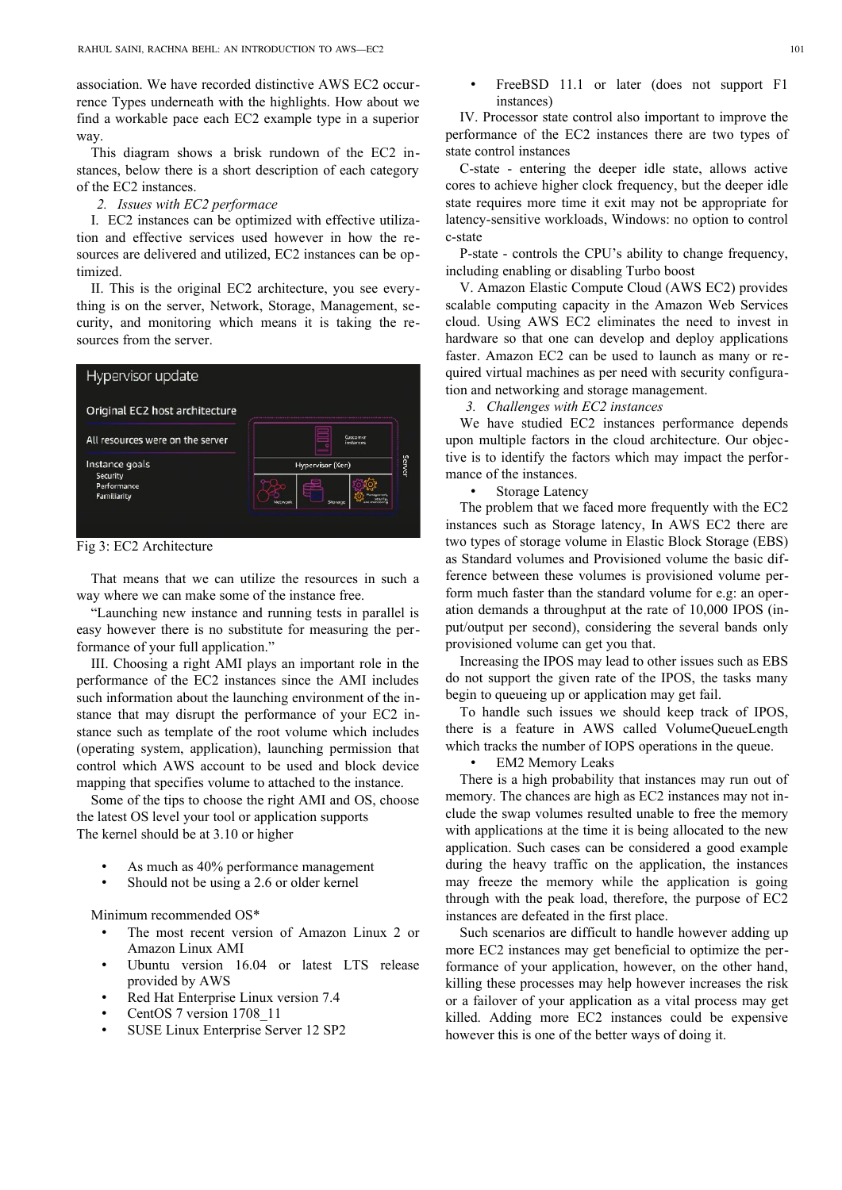association. We have recorded distinctive AWS EC2 occurrence Types underneath with the highlights. How about we find a workable pace each EC2 example type in a superior way.

This diagram shows a brisk rundown of the EC2 instances, below there is a short description of each category of the EC2 instances.

*2. Issues with EC2 performace*

I. EC2 instances can be optimized with effective utilization and effective services used however in how the resources are delivered and utilized, EC2 instances can be optimized.

II. This is the original EC2 architecture, you see everything is on the server, Network, Storage, Management, security, and monitoring which means it is taking the resources from the server.

Fig 3: EC2 Architecture

That means that we can utilize the resources in such a way where we can make some of the instance free.

"Launching new instance and running tests in parallel is easy however there is no substitute for measuring the performance of your full application."

III. Choosing a right AMI plays an important role in the performance of the EC2 instances since the AMI includes such information about the launching environment of the instance that may disrupt the performance of your EC2 instance such as template of the root volume which includes (operating system, application), launching permission that control which AWS account to be used and block device mapping that specifies volume to attached to the instance.

Some of the tips to choose the right AMI and OS, choose the latest OS level your tool or application supports
The kernel should be at 3.10 or higher

- As much as 40% performance management
- Should not be using a 2.6 or older kernel

Minimum recommended OS*

- The most recent version of Amazon Linux 2 or Amazon Linux AMI
- Ubuntu version 16.04 or latest LTS release provided by AWS
- Red Hat Enterprise Linux version 7.4
- CentOS 7 version 1708_11
- SUSE Linux Enterprise Server 12 SP2
- FreeBSD 11.1 or later (does not support F1 instances)

IV. Processor state control also important to improve the performance of the EC2 instances there are two types of state control instances

C-state - entering the deeper idle state, allows active cores to achieve higher clock frequency, but the deeper idle state requires more time it exit may not be appropriate for latency-sensitive workloads, Windows: no option to control c-state

P-state - controls the CPU's ability to change frequency, including enabling or disabling Turbo boost

V. Amazon Elastic Compute Cloud (AWS EC2) provides scalable computing capacity in the Amazon Web Services cloud. Using AWS EC2 eliminates the need to invest in hardware so that one can develop and deploy applications faster. Amazon EC2 can be used to launch as many or required virtual machines as per need with security configuration and networking and storage management.

*3. Challenges with EC2 instances*

We have studied EC2 instances performance depends upon multiple factors in the cloud architecture. Our objective is to identify the factors which may impact the performance of the instances.

- Storage Latency

The problem that we faced more frequently with the EC2 instances such as Storage latency, In AWS EC2 there are two types of storage volume in Elastic Block Storage (EBS) as Standard volumes and Provisioned volume the basic difference between these volumes is provisioned volume perform much faster than the standard volume for e.g: an operation demands a throughput at the rate of 10,000 IPOS (input/output per second), considering the several bands only provisioned volume can get you that.

Increasing the IPOS may lead to other issues such as EBS do not support the given rate of the IPOS, the tasks many begin to queueing up or application may get fail.

To handle such issues we should keep track of IPOS, there is a feature in AWS called VolumeQueueLength which tracks the number of IOPS operations in the queue.

- EM2 Memory Leaks

There is a high probability that instances may run out of memory. The chances are high as EC2 instances may not include the swap volumes resulted unable to free the memory with applications at the time it is being allocated to the new application. Such cases can be considered a good example during the heavy traffic on the application, the instances may freeze the memory while the application is going through with the peak load, therefore, the purpose of EC2 instances are defeated in the first place.

Such scenarios are difficult to handle however adding up more EC2 instances may get beneficial to optimize the performance of your application, however, on the other hand, killing these processes may help however increases the risk or a failover of your application as a vital process may get killed. Adding more EC2 instances could be expensive however this is one of the better ways of doing it.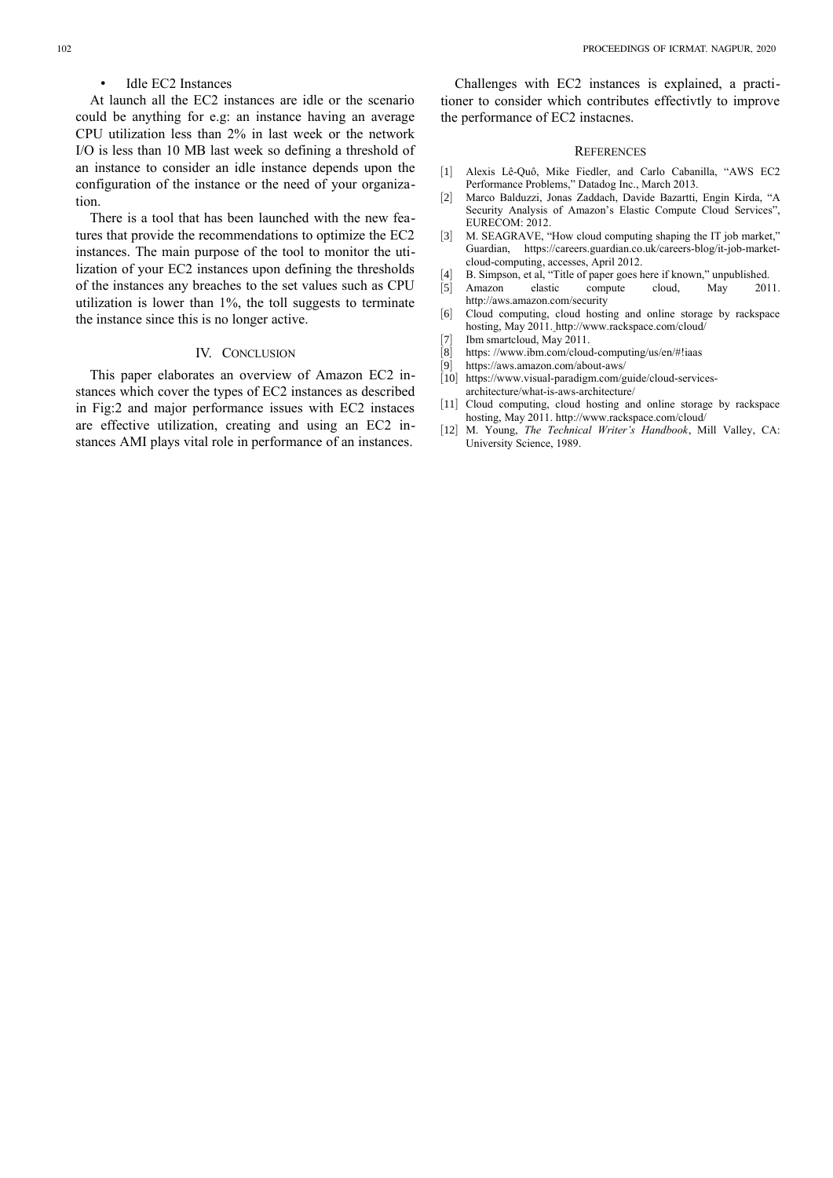- Idle EC2 Instances

At launch all the EC2 instances are idle or the scenario could be anything for e.g: an instance having an average CPU utilization less than 2% in last week or the network I/O is less than 10 MB last week so defining a threshold of an instance to consider an idle instance depends upon the configuration of the instance or the need of your organization.

There is a tool that has been launched with the new features that provide the recommendations to optimize the EC2 instances. The main purpose of the tool to monitor the utilization of your EC2 instances upon defining the thresholds of the instances any breaches to the set values such as CPU utilization is lower than 1%, the toll suggests to terminate the instance since this is no longer active.

## IV. Conclusion

This paper elaborates an overview of Amazon EC2 instances which cover the types of EC2 instances as described in Fig:2 and major performance issues with EC2 instaces are effective utilization, creating and using an EC2 instances AMI plays vital role in performance of an instances.

Challenges with EC2 instances is explained, a practitioner to consider which contributes effectivtly to improve the performance of EC2 instacnes.

## References

[1] Alexis Lê-Quô, Mike Fiedler, and Carlo Cabanilla, "AWS EC2 Performance Problems," Datadog Inc., March 2013.

[2] Marco Balduzzi, Jonas Zaddach, Davide Bazartti, Engin Kirda, "A Security Analysis of Amazon's Elastic Compute Cloud Services", EURECOM: 2012.

[3] M. SEAGRAVE, "How cloud computing shaping the IT job market," Guardian, https://careers.guardian.co.uk/careers-blog/it-job-market-cloud-computing, accesses, April 2012.

[4] B. Simpson, et al, "Title of paper goes here if known," unpublished.

[5] Amazon elastic compute cloud, May 2011. http://aws.amazon.com/security

[6] Cloud computing, cloud hosting and online storage by rackspace hosting, May 2011. http://www.rackspace.com/cloud/

[7] Ibm smartcloud, May 2011.

[8] https: //www.ibm.com/cloud-computing/us/en/#!iaas

[9] https://aws.amazon.com/about-aws/

[10] https://www.visual-paradigm.com/guide/cloud-services-architecture/what-is-aws-architecture/

[11] Cloud computing, cloud hosting and online storage by rackspace hosting, May 2011. http://www.rackspace.com/cloud/

[12] M. Young, *The Technical Writer's Handbook*, Mill Valley, CA: University Science, 1989.